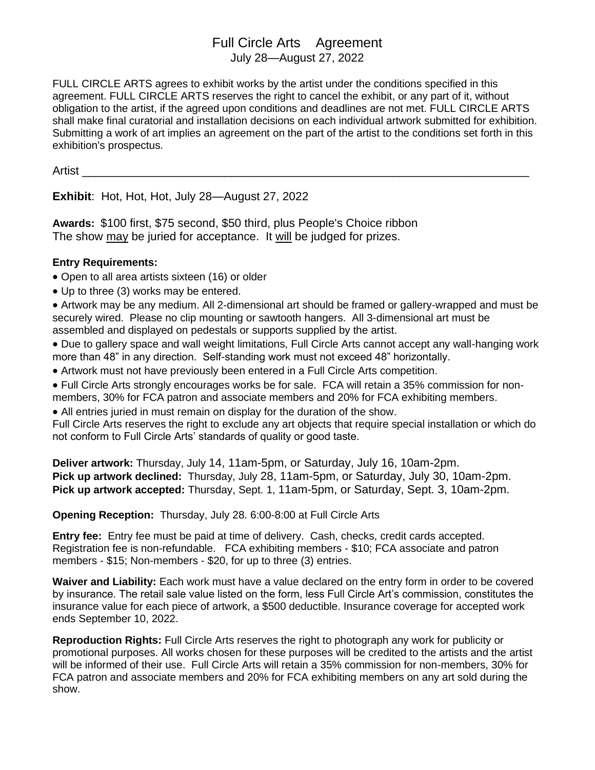# Full Circle Arts Agreement

July 28—August 27, 2022

FULL CIRCLE ARTS agrees to exhibit works by the artist under the conditions specified in this agreement. FULL CIRCLE ARTS reserves the right to cancel the exhibit, or any part of it, without obligation to the artist, if the agreed upon conditions and deadlines are not met. FULL CIRCLE ARTS shall make final curatorial and installation decisions on each individual artwork submitted for exhibition. Submitting a work of art implies an agreement on the part of the artist to the conditions set forth in this exhibition's prospectus.

Artist ____________________________________________________________________

**Exhibit**: Hot, Hot, Hot, July 28—August 27, 2022

**Awards:** $100 first, $75 second, $50 third, plus People's Choice ribbon
The show may be juried for acceptance. It will be judged for prizes.

**Entry Requirements:**

- Open to all area artists sixteen (16) or older
- Up to three (3) works may be entered.
- Artwork may be any medium. All 2-dimensional art should be framed or gallery-wrapped and must be securely wired. Please no clip mounting or sawtooth hangers. All 3-dimensional art must be assembled and displayed on pedestals or supports supplied by the artist.
- Due to gallery space and wall weight limitations, Full Circle Arts cannot accept any wall-hanging work more than 48" in any direction. Self-standing work must not exceed 48" horizontally.
- Artwork must not have previously been entered in a Full Circle Arts competition.
- Full Circle Arts strongly encourages works be for sale. FCA will retain a 35% commission for non-members, 30% for FCA patron and associate members and 20% for FCA exhibiting members.
- All entries juried in must remain on display for the duration of the show.

Full Circle Arts reserves the right to exclude any art objects that require special installation or which do not conform to Full Circle Arts' standards of quality or good taste.

**Deliver artwork:** Thursday, July 14, 11am-5pm, or Saturday, July 16, 10am-2pm.
**Pick up artwork declined:** Thursday, July 28, 11am-5pm, or Saturday, July 30, 10am-2pm.
**Pick up artwork accepted:** Thursday, Sept. 1, 11am-5pm, or Saturday, Sept. 3, 10am-2pm.

**Opening Reception:** Thursday, July 28. 6:00-8:00 at Full Circle Arts

**Entry fee:** Entry fee must be paid at time of delivery. Cash, checks, credit cards accepted. Registration fee is non-refundable. FCA exhibiting members - $10; FCA associate and patron members - $15; Non-members - $20, for up to three (3) entries.

**Waiver and Liability:** Each work must have a value declared on the entry form in order to be covered by insurance. The retail sale value listed on the form, less Full Circle Art's commission, constitutes the insurance value for each piece of artwork, a $500 deductible. Insurance coverage for accepted work ends September 10, 2022.

**Reproduction Rights:** Full Circle Arts reserves the right to photograph any work for publicity or promotional purposes. All works chosen for these purposes will be credited to the artists and the artist will be informed of their use. Full Circle Arts will retain a 35% commission for non-members, 30% for FCA patron and associate members and 20% for FCA exhibiting members on any art sold during the show.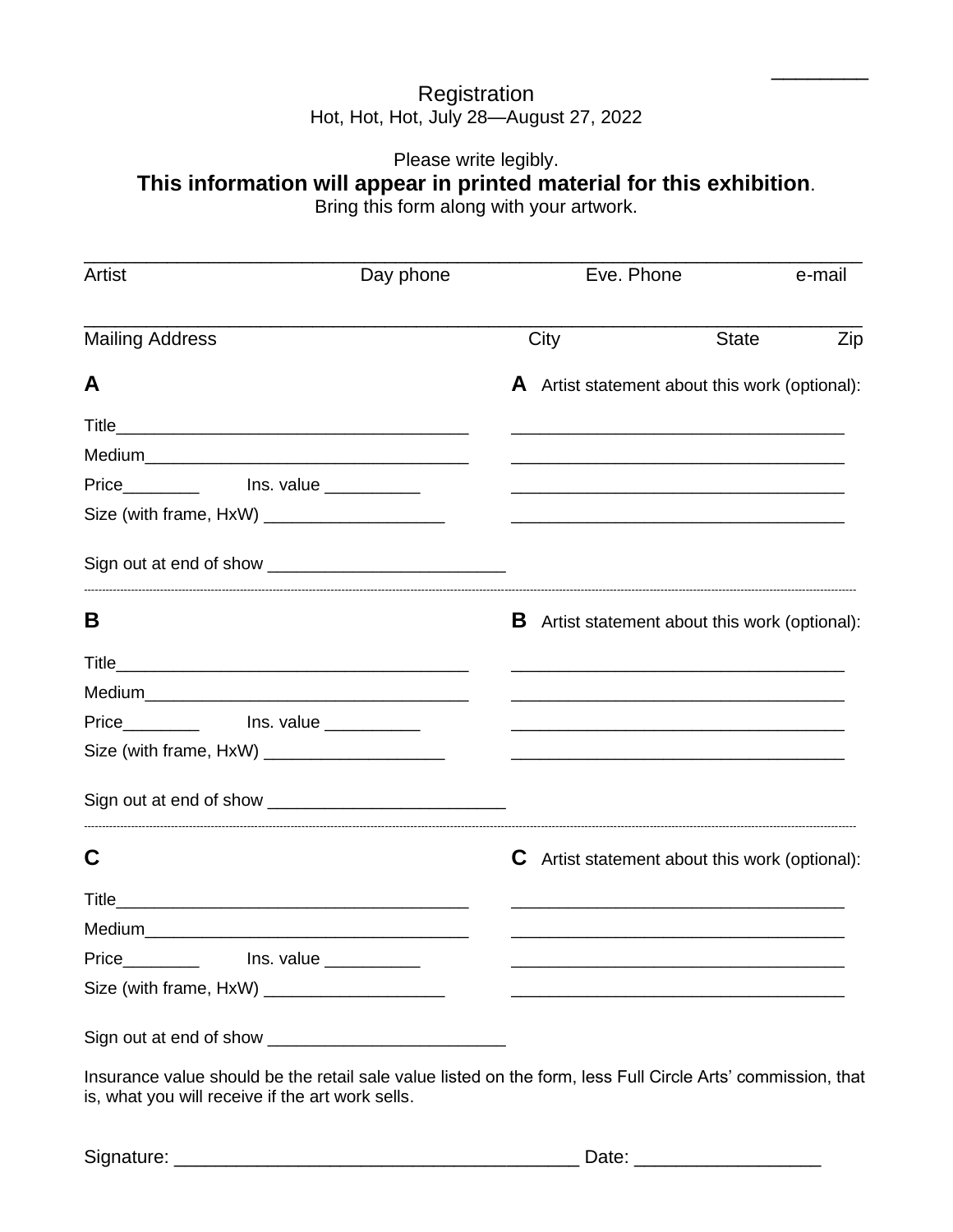________

# Registration

Hot, Hot, Hot, July 28—August 27, 2022

Please write legibly.

**This information will appear in printed material for this exhibition**.

Bring this form along with your artwork.

______________________________________________________________________________

Artist　　　　　　　　Day phone　　　　　　　Eve. Phone　　　　　　e-mail

______________________________________________________________________________

Mailing Address　　　　　　　　　　　　City　　　　　　　State　　　　Zip

## A

Title_____________________________________

Medium___________________________________

Price________　　Ins. value __________

Size (with frame, HxW) ___________________

Sign out at end of show ________________________

**A** Artist statement about this work (optional):

___________________________________

___________________________________

___________________________________

___________________________________

---

## B

Title_____________________________________

Medium___________________________________

Price________　　Ins. value __________

Size (with frame, HxW) ___________________

Sign out at end of show ________________________

**B** Artist statement about this work (optional):

___________________________________

___________________________________

___________________________________

___________________________________

---

## C

Title_____________________________________

Medium___________________________________

Price________　　Ins. value __________

Size (with frame, HxW) ___________________

Sign out at end of show ________________________

**C** Artist statement about this work (optional):

___________________________________

___________________________________

___________________________________

___________________________________

Insurance value should be the retail sale value listed on the form, less Full Circle Arts' commission, that is, what you will receive if the art work sells.

Signature: _______________________________________ Date: __________________